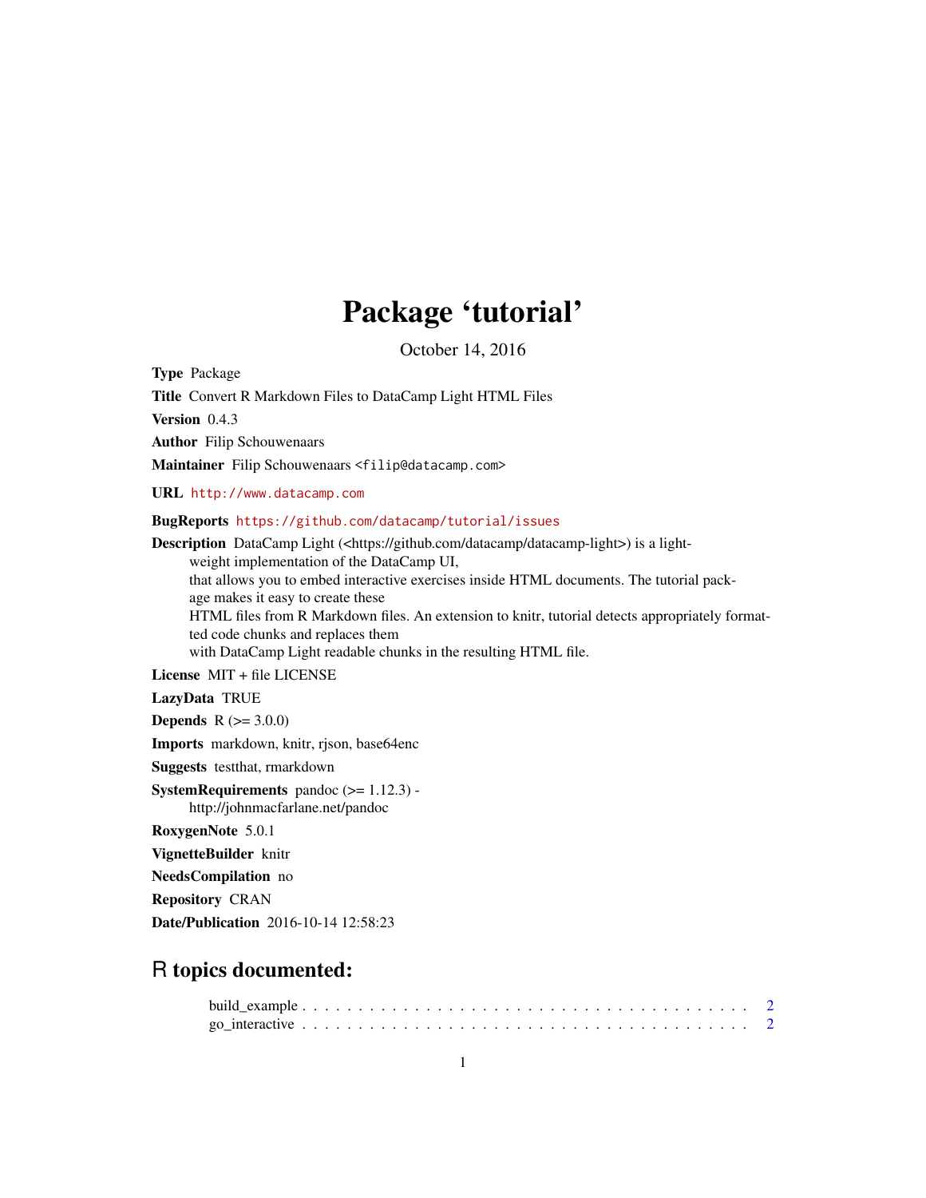# Package 'tutorial'

October 14, 2016

**Type** Package

**Title** Convert R Markdown Files to DataCamp Light HTML Files

**Version** 0.4.3

**Author** Filip Schouwenaars

**Maintainer** Filip Schouwenaars <filip@datacamp.com>

**URL** http://www.datacamp.com

**BugReports** https://github.com/datacamp/tutorial/issues

**Description** DataCamp Light (<https://github.com/datacamp/datacamp-light>) is a light-weight implementation of the DataCamp UI,
that allows you to embed interactive exercises inside HTML documents. The tutorial package makes it easy to create these
HTML files from R Markdown files. An extension to knitr, tutorial detects appropriately formatted code chunks and replaces them
with DataCamp Light readable chunks in the resulting HTML file.

**License** MIT + file LICENSE

**LazyData** TRUE

**Depends** R (>= 3.0.0)

**Imports** markdown, knitr, rjson, base64enc

**Suggests** testthat, rmarkdown

**SystemRequirements** pandoc (>= 1.12.3) -
http://johnmacfarlane.net/pandoc

**RoxygenNote** 5.0.1

**VignetteBuilder** knitr

**NeedsCompilation** no

**Repository** CRAN

**Date/Publication** 2016-10-14 12:58:23

## R topics documented:

build_example . . . . . . . . . . . . . . . . . . . . . . . . . . . . . . . . . . . . . 2
go_interactive . . . . . . . . . . . . . . . . . . . . . . . . . . . . . . . . . . . . . 2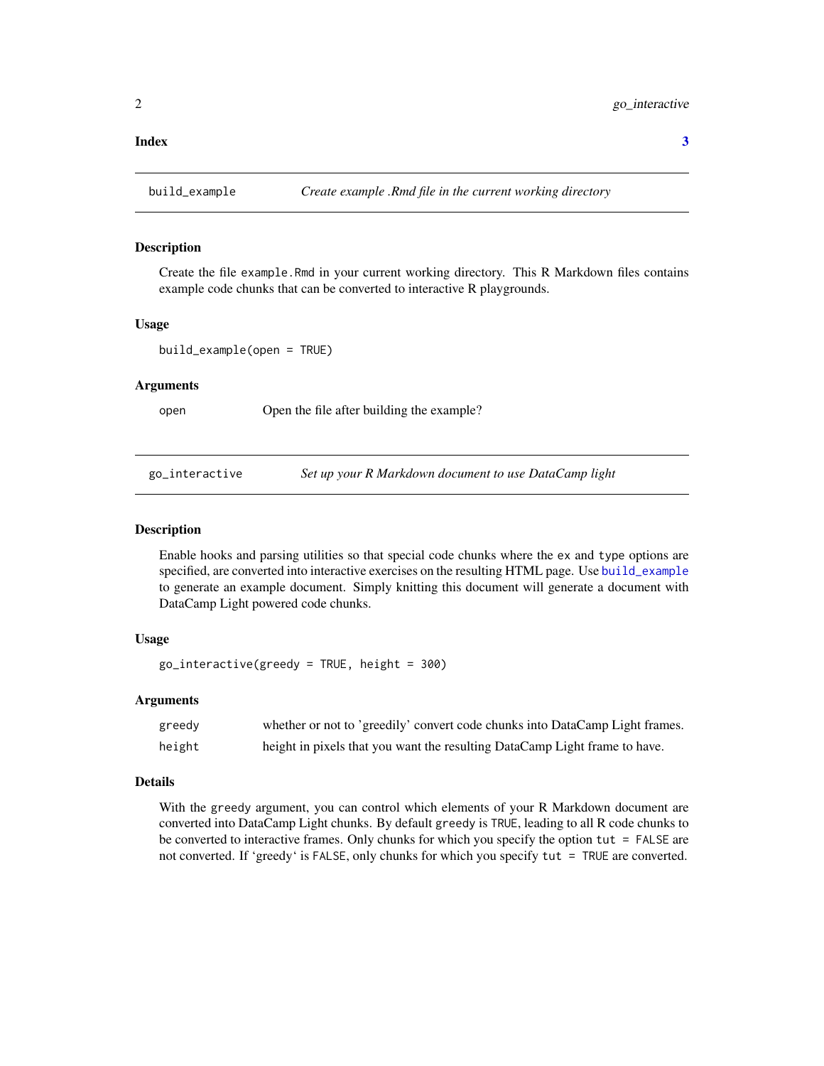**Index** **3**

## build_example — *Create example .Rmd file in the current working directory*

### Description

Create the file `example.Rmd` in your current working directory. This R Markdown files contains example code chunks that can be converted to interactive R playgrounds.

### Usage

```
build_example(open = TRUE)
```

### Arguments

| | |
|---|---|
| `open` | Open the file after building the example? |

## go_interactive — *Set up your R Markdown document to use DataCamp light*

### Description

Enable hooks and parsing utilities so that special code chunks where the `ex` and `type` options are specified, are converted into interactive exercises on the resulting HTML page. Use `build_example` to generate an example document. Simply knitting this document will generate a document with DataCamp Light powered code chunks.

### Usage

```
go_interactive(greedy = TRUE, height = 300)
```

### Arguments

| | |
|---|---|
| `greedy` | whether or not to 'greedily' convert code chunks into DataCamp Light frames. |
| `height` | height in pixels that you want the resulting DataCamp Light frame to have. |

### Details

With the `greedy` argument, you can control which elements of your R Markdown document are converted into DataCamp Light chunks. By default `greedy` is `TRUE`, leading to all R code chunks to be converted to interactive frames. Only chunks for which you specify the option `tut = FALSE` are not converted. If 'greedy' is `FALSE`, only chunks for which you specify `tut = TRUE` are converted.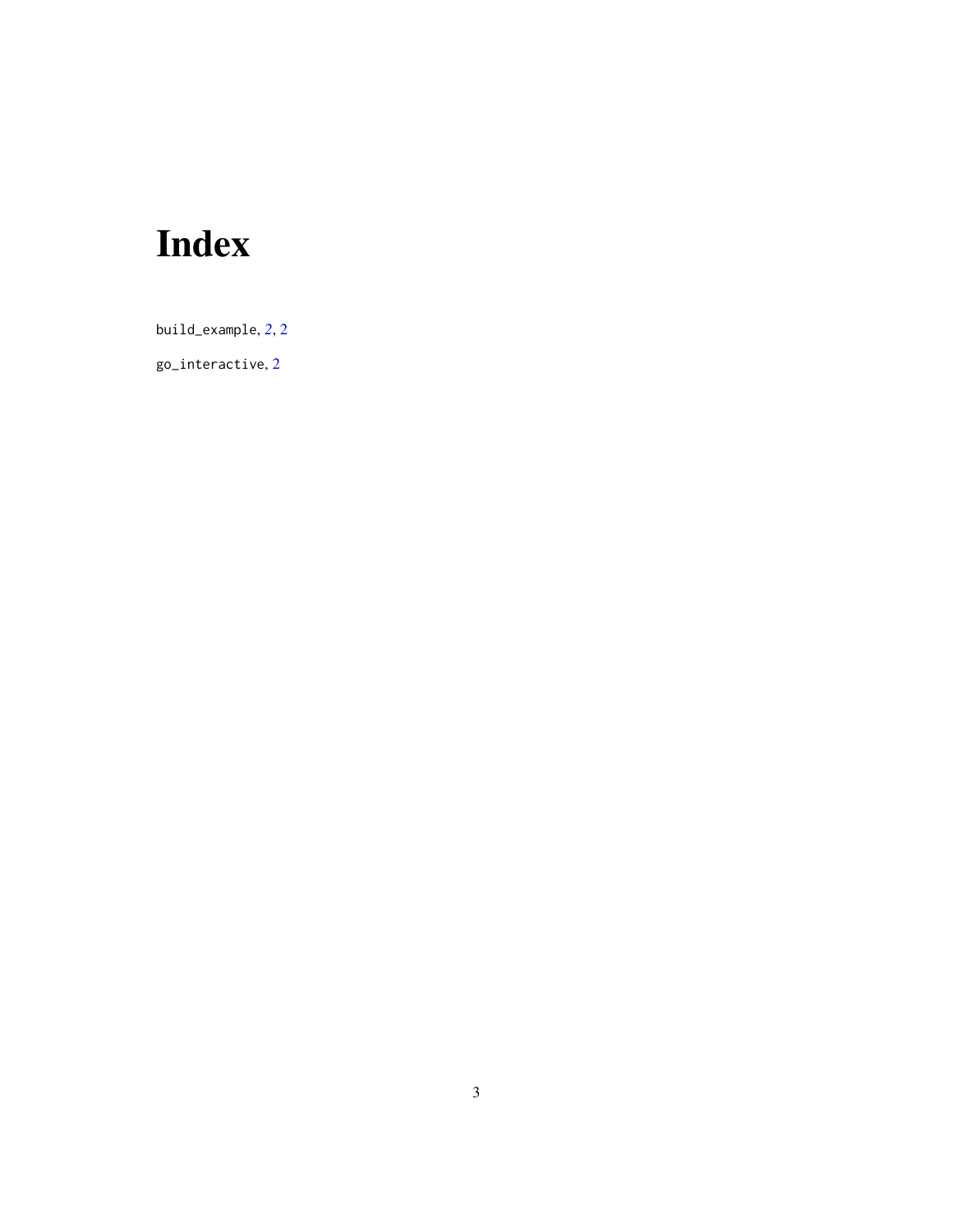# Index

build_example, *2*, 2

go_interactive, 2